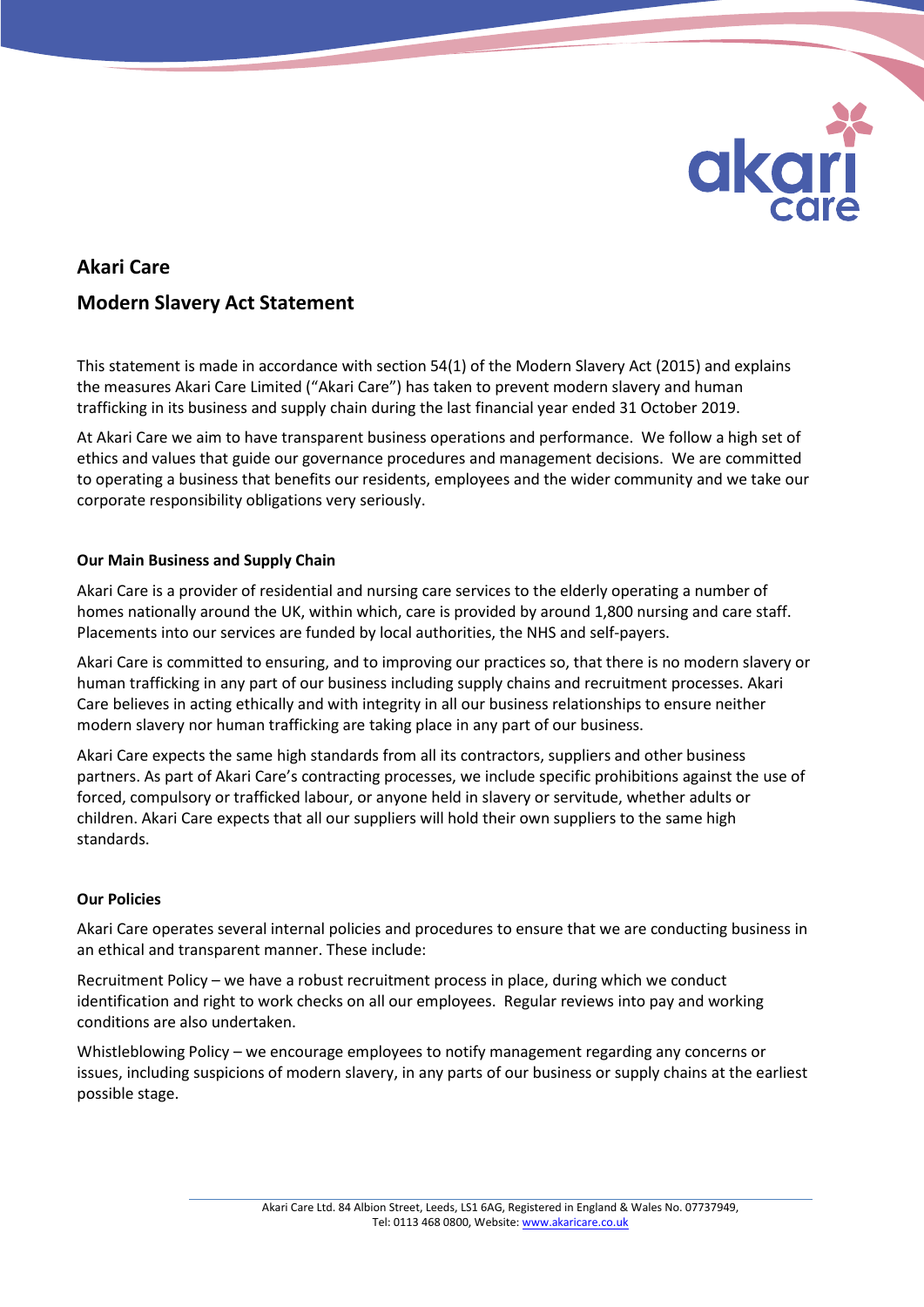# Akari Care

## Modern Slavery Act Statement

This statement is made in accordance with section 54(1) of the Modern Slavery Act (2015) and explains the measures Akari Care Limited ("Akari Care") has taken to prevent modern slavery and human trafficking in its business and supply chain during the last financial year ended 31 October 2019.

At Akari Care we aim to have transparent business operations and performance. We follow a high set of ethics and values that guide our governance procedures and management decisions. We are committed to operating a business that benefits our residents, employees and the wider community and we take our corporate responsibility obligations very seriously.

### Our Main Business and Supply Chain

Akari Care is a provider of residential and nursing care services to the elderly operating a number of homes nationally around the UK, within which, care is provided by around 1,800 nursing and care staff. Placements into our services are funded by local authorities, the NHS and self-payers.

Akari Care is committed to ensuring, and to improving our practices so, that there is no modern slavery or human trafficking in any part of our business including supply chains and recruitment processes. Akari Care believes in acting ethically and with integrity in all our business relationships to ensure neither modern slavery nor human trafficking are taking place in any part of our business.

Akari Care expects the same high standards from all its contractors, suppliers and other business partners. As part of Akari Care's contracting processes, we include specific prohibitions against the use of forced, compulsory or trafficked labour, or anyone held in slavery or servitude, whether adults or children. Akari Care expects that all our suppliers will hold their own suppliers to the same high standards.

### Our Policies

Akari Care operates several internal policies and procedures to ensure that we are conducting business in an ethical and transparent manner. These include:

Recruitment Policy – we have a robust recruitment process in place, during which we conduct identification and right to work checks on all our employees. Regular reviews into pay and working conditions are also undertaken.

Whistleblowing Policy – we encourage employees to notify management regarding any concerns or issues, including suspicions of modern slavery, in any parts of our business or supply chains at the earliest possible stage.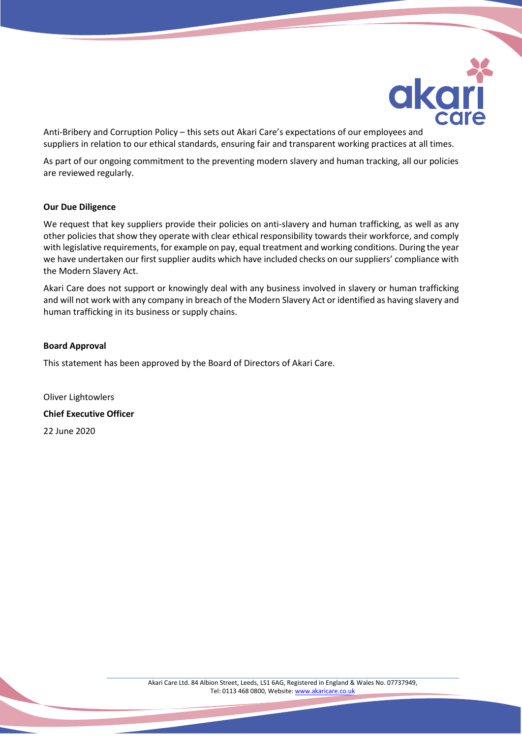Anti-Bribery and Corruption Policy – this sets out Akari Care's expectations of our employees and suppliers in relation to our ethical standards, ensuring fair and transparent working practices at all times.

As part of our ongoing commitment to the preventing modern slavery and human tracking, all our policies are reviewed regularly.

**Our Due Diligence**

We request that key suppliers provide their policies on anti-slavery and human trafficking, as well as any other policies that show they operate with clear ethical responsibility towards their workforce, and comply with legislative requirements, for example on pay, equal treatment and working conditions. During the year we have undertaken our first supplier audits which have included checks on our suppliers' compliance with the Modern Slavery Act.

Akari Care does not support or knowingly deal with any business involved in slavery or human trafficking and will not work with any company in breach of the Modern Slavery Act or identified as having slavery and human trafficking in its business or supply chains.

**Board Approval**

This statement has been approved by the Board of Directors of Akari Care.

Oliver Lightowlers

**Chief Executive Officer**

22 June 2020

Akari Care Ltd. 84 Albion Street, Leeds, LS1 6AG, Registered in England & Wales No. 07737949, Tel: 0113 468 0800, Website: www.akaricare.co.uk